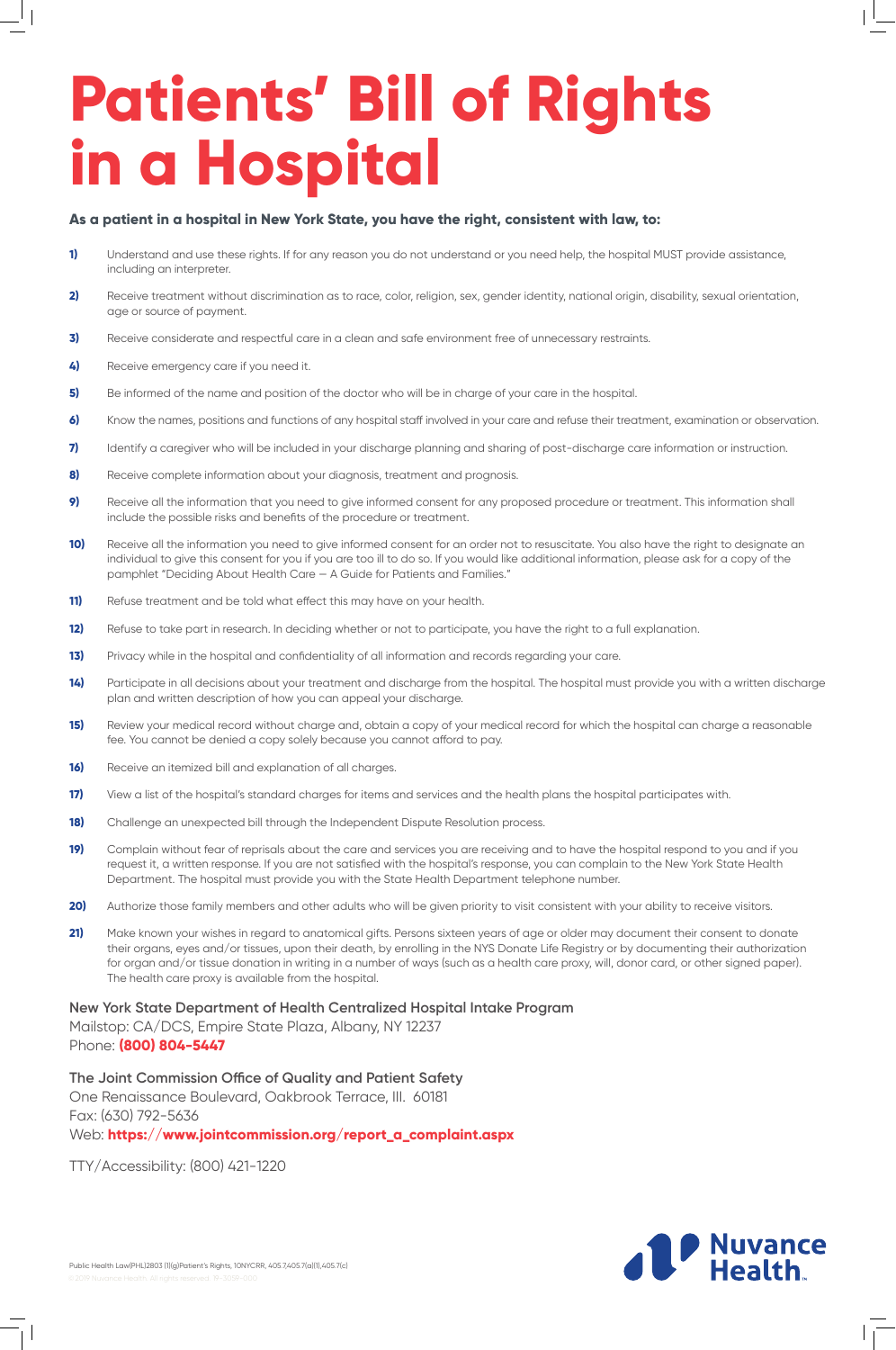# Patients' Bill of Rights in a Hospital

**As a patient in a hospital in New York State, you have the right, consistent with law, to:**

1) Understand and use these rights. If for any reason you do not understand or you need help, the hospital MUST provide assistance, including an interpreter.
2) Receive treatment without discrimination as to race, color, religion, sex, gender identity, national origin, disability, sexual orientation, age or source of payment.
3) Receive considerate and respectful care in a clean and safe environment free of unnecessary restraints.
4) Receive emergency care if you need it.
5) Be informed of the name and position of the doctor who will be in charge of your care in the hospital.
6) Know the names, positions and functions of any hospital staff involved in your care and refuse their treatment, examination or observation.
7) Identify a caregiver who will be included in your discharge planning and sharing of post-discharge care information or instruction.
8) Receive complete information about your diagnosis, treatment and prognosis.
9) Receive all the information that you need to give informed consent for any proposed procedure or treatment. This information shall include the possible risks and benefits of the procedure or treatment.
10) Receive all the information you need to give informed consent for an order not to resuscitate. You also have the right to designate an individual to give this consent for you if you are too ill to do so. If you would like additional information, please ask for a copy of the pamphlet "Deciding About Health Care — A Guide for Patients and Families."
11) Refuse treatment and be told what effect this may have on your health.
12) Refuse to take part in research. In deciding whether or not to participate, you have the right to a full explanation.
13) Privacy while in the hospital and confidentiality of all information and records regarding your care.
14) Participate in all decisions about your treatment and discharge from the hospital. The hospital must provide you with a written discharge plan and written description of how you can appeal your discharge.
15) Review your medical record without charge and, obtain a copy of your medical record for which the hospital can charge a reasonable fee. You cannot be denied a copy solely because you cannot afford to pay.
16) Receive an itemized bill and explanation of all charges.
17) View a list of the hospital's standard charges for items and services and the health plans the hospital participates with.
18) Challenge an unexpected bill through the Independent Dispute Resolution process.
19) Complain without fear of reprisals about the care and services you are receiving and to have the hospital respond to you and if you request it, a written response. If you are not satisfied with the hospital's response, you can complain to the New York State Health Department. The hospital must provide you with the State Health Department telephone number.
20) Authorize those family members and other adults who will be given priority to visit consistent with your ability to receive visitors.
21) Make known your wishes in regard to anatomical gifts. Persons sixteen years of age or older may document their consent to donate their organs, eyes and/or tissues, upon their death, by enrolling in the NYS Donate Life Registry or by documenting their authorization for organ and/or tissue donation in writing in a number of ways (such as a health care proxy, will, donor card, or other signed paper). The health care proxy is available from the hospital.

**New York State Department of Health Centralized Hospital Intake Program**
Mailstop: CA/DCS, Empire State Plaza, Albany, NY 12237
Phone: **(800) 804-5447**

**The Joint Commission Office of Quality and Patient Safety**
One Renaissance Boulevard, Oakbrook Terrace, Ill. 60181
Fax: (630) 792-5636
Web: **https://www.jointcommission.org/report_a_complaint.aspx**

TTY/Accessibility: (800) 421-1220

Public Health Law(PHL)2803 (1)(g)Patient's Rights, 10NYCRR, 405.7,405.7(a)(1),405.7(c)

© 2019 Nuvance Health. All rights reserved. 19-2059-0010

Nuvance Health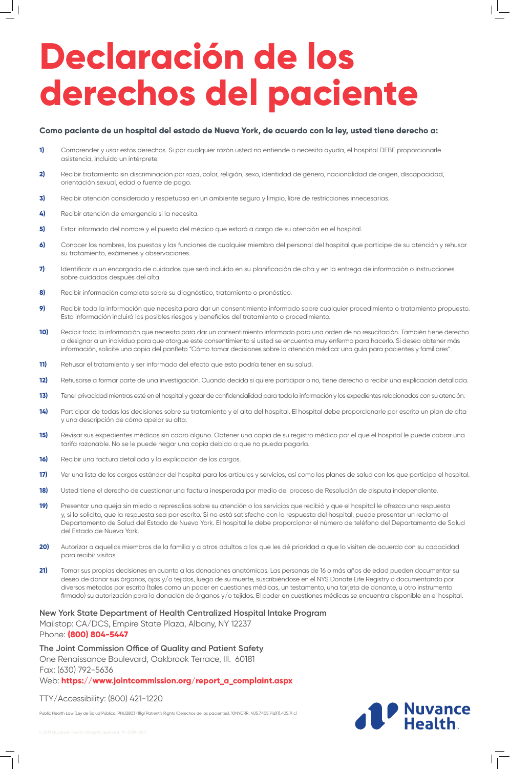# Declaración de los derechos del paciente

**Como paciente de un hospital del estado de Nueva York, de acuerdo con la ley, usted tiene derecho a:**

1) Comprender y usar estos derechos. Si por cualquier razón usted no entiende o necesita ayuda, el hospital DEBE proporcionarle asistencia, incluido un intérprete.

2) Recibir tratamiento sin discriminación por raza, color, religión, sexo, identidad de género, nacionalidad de origen, discapacidad, orientación sexual, edad o fuente de pago.

3) Recibir atención considerada y respetuosa en un ambiente seguro y limpio, libre de restricciones innecesarias.

4) Recibir atención de emergencia si la necesita.

5) Estar informado del nombre y el puesto del médico que estará a cargo de su atención en el hospital.

6) Conocer los nombres, los puestos y las funciones de cualquier miembro del personal del hospital que participe de su atención y rehusar su tratamiento, exámenes y observaciones.

7) Identificar a un encargado de cuidados que será incluido en su planificación de alta y en la entrega de información o instrucciones sobre cuidados después del alta.

8) Recibir información completa sobre su diagnóstico, tratamiento o pronóstico.

9) Recibir toda la información que necesita para dar un consentimiento informado sobre cualquier procedimiento o tratamiento propuesto. Esta información incluirá los posibles riesgos y beneficios del tratamiento o procedimiento.

10) Recibir toda la información que necesita para dar un consentimiento informado para una orden de no resucitación. También tiene derecho a designar a un individuo para que otorgue este consentimiento si usted se encuentra muy enfermo para hacerlo. Si desea obtener más información, solicite una copia del panfleto "Cómo tomar decisiones sobre la atención médica: una guía para pacientes y familiares".

11) Rehusar el tratamiento y ser informado del efecto que esto podría tener en su salud.

12) Rehusarse a formar parte de una investigación. Cuando decida si quiere participar o no, tiene derecho a recibir una explicación detallada.

13) Tener privacidad mientras esté en el hospital y gozar de confidencialidad para toda la información y los expedientes relacionados con su atención.

14) Participar de todas las decisiones sobre su tratamiento y el alta del hospital. El hospital debe proporcionarle por escrito un plan de alta y una descripción de cómo apelar su alta.

15) Revisar sus expedientes médicos sin cobro alguno. Obtener una copia de su registro médico por el que el hospital le puede cobrar una tarifa razonable. No se le puede negar una copia debido a que no pueda pagarla.

16) Recibir una factura detallada y la explicación de los cargos.

17) Ver una lista de los cargos estándar del hospital para los artículos y servicios, así como los planes de salud con los que participa el hospital.

18) Usted tiene el derecho de cuestionar una factura inesperada por medio del proceso de Resolución de disputa independiente.

19) Presentar una queja sin miedo a represalias sobre su atención o los servicios que recibió y que el hospital le ofrezca una respuesta y, si lo solicita, que la respuesta sea por escrito. Si no está satisfecho con la respuesta del hospital, puede presentar un reclamo al Departamento de Salud del Estado de Nueva York. El hospital le debe proporcionar el número de teléfono del Departamento de Salud del Estado de Nueva York.

20) Autorizar a aquellos miembros de la familia y a otros adultos a los que les dé prioridad a que lo visiten de acuerdo con su capacidad para recibir visitas.

21) Tomar sus propias decisiones en cuanto a las donaciones anatómicas. Las personas de 16 o más años de edad pueden documentar su deseo de donar sus órganos, ojos y/o tejidos, luego de su muerte, suscribiéndose en el NYS Donate Life Registry o documentando por diversos métodos por escrito (tales como un poder en cuestiones médicas, un testamento, una tarjeta de donante, u otro instrumento firmado) su autorización para la donación de órganos y/o tejidos. El poder en cuestiones médicas se encuentra disponible en el hospital.

**New York State Department of Health Centralized Hospital Intake Program**
Mailstop: CA/DCS, Empire State Plaza, Albany, NY 12237
Phone: **(800) 804-5447**

**The Joint Commission Office of Quality and Patient Safety**
One Renaissance Boulevard, Oakbrook Terrace, Ill. 60181
Fax: (630) 792-5636
Web: **https://www.jointcommission.org/report_a_complaint.aspx**

TTY/Accessibility: (800) 421-1220

Public Health Law (Ley de Salud Pública, PHL)2803 (1)(g) Patient's Rights (Derechos de los pacientes), 10NYCRR, 405.7,405.7(a)(1),405.7(c)

Nuvance Health

© 2019 Nuvance Health. All rights reserved. 19-2059-0100